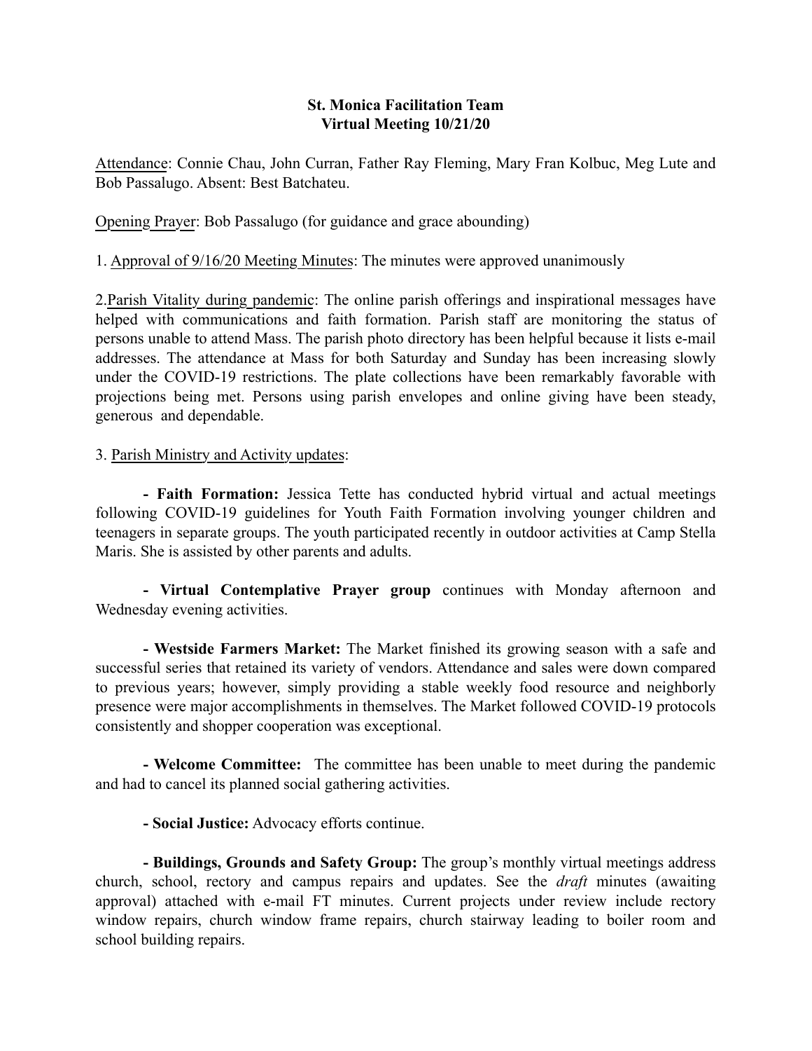**St. Monica Facilitation Team**
**Virtual Meeting 10/21/20**

<u>Attendance</u>: Connie Chau, John Curran, Father Ray Fleming, Mary Fran Kolbuc, Meg Lute and Bob Passalugo. Absent: Best Batchateu.

<u>Opening Prayer</u>: Bob Passalugo (for guidance and grace abounding)

1. <u>Approval of 9/16/20 Meeting Minutes</u>: The minutes were approved unanimously

2.<u>Parish Vitality during pandemic</u>: The online parish offerings and inspirational messages have helped with communications and faith formation. Parish staff are monitoring the status of persons unable to attend Mass. The parish photo directory has been helpful because it lists e-mail addresses. The attendance at Mass for both Saturday and Sunday has been increasing slowly under the COVID-19 restrictions. The plate collections have been remarkably favorable with projections being met. Persons using parish envelopes and online giving have been steady, generous and dependable.

3. <u>Parish Ministry and Activity updates</u>:

**- Faith Formation:** Jessica Tette has conducted hybrid virtual and actual meetings following COVID-19 guidelines for Youth Faith Formation involving younger children and teenagers in separate groups. The youth participated recently in outdoor activities at Camp Stella Maris. She is assisted by other parents and adults.

**- Virtual Contemplative Prayer group** continues with Monday afternoon and Wednesday evening activities.

**- Westside Farmers Market:** The Market finished its growing season with a safe and successful series that retained its variety of vendors. Attendance and sales were down compared to previous years; however, simply providing a stable weekly food resource and neighborly presence were major accomplishments in themselves. The Market followed COVID-19 protocols consistently and shopper cooperation was exceptional.

**- Welcome Committee:** The committee has been unable to meet during the pandemic and had to cancel its planned social gathering activities.

**- Social Justice:** Advocacy efforts continue.

**- Buildings, Grounds and Safety Group:** The group's monthly virtual meetings address church, school, rectory and campus repairs and updates. See the *draft* minutes (awaiting approval) attached with e-mail FT minutes. Current projects under review include rectory window repairs, church window frame repairs, church stairway leading to boiler room and school building repairs.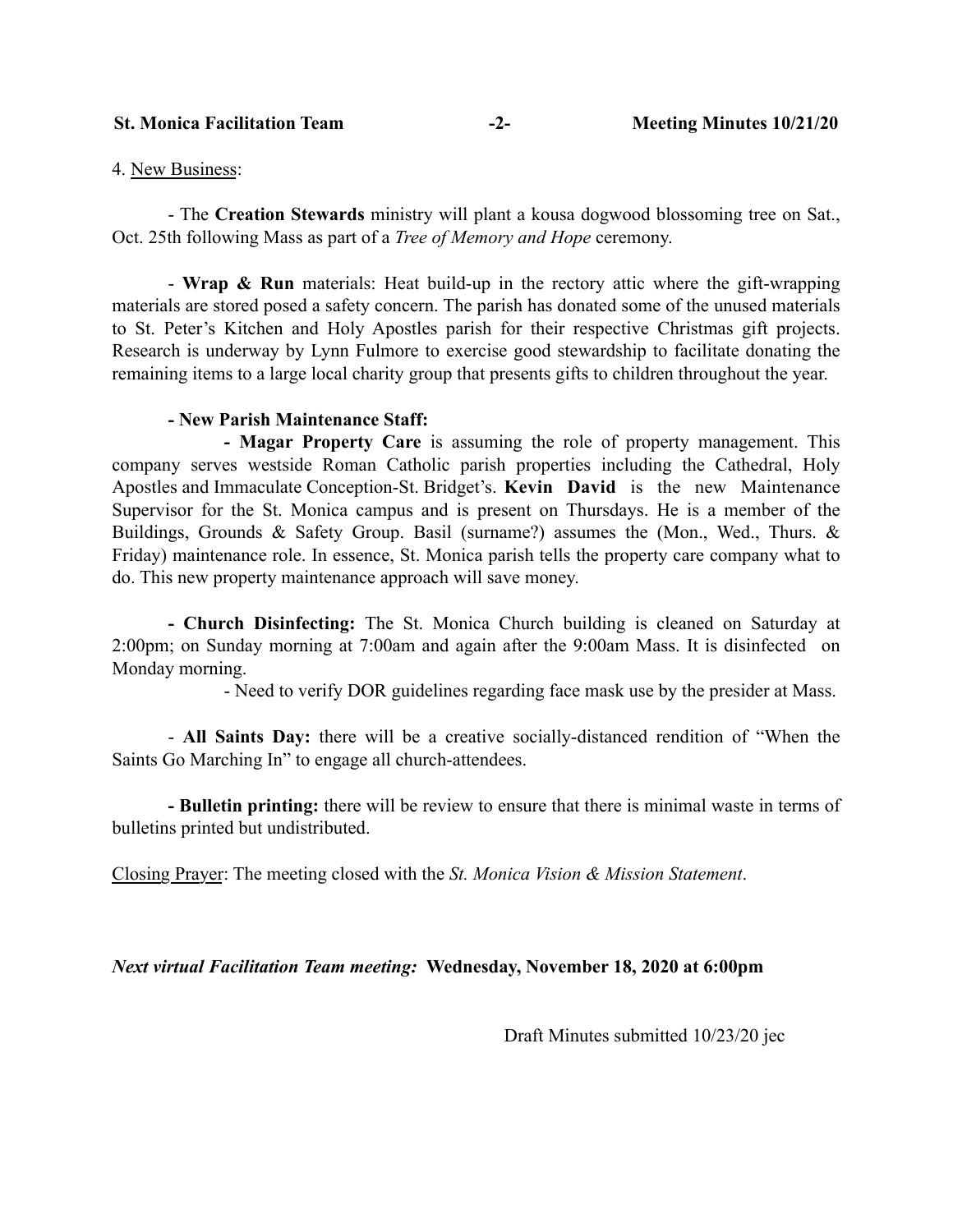4. New Business:

- The **Creation Stewards** ministry will plant a kousa dogwood blossoming tree on Sat., Oct. 25th following Mass as part of a *Tree of Memory and Hope* ceremony.

- **Wrap & Run** materials: Heat build-up in the rectory attic where the gift-wrapping materials are stored posed a safety concern. The parish has donated some of the unused materials to St. Peter's Kitchen and Holy Apostles parish for their respective Christmas gift projects. Research is underway by Lynn Fulmore to exercise good stewardship to facilitate donating the remaining items to a large local charity group that presents gifts to children throughout the year.

**- New Parish Maintenance Staff:**

**- Magar Property Care** is assuming the role of property management. This company serves westside Roman Catholic parish properties including the Cathedral, Holy Apostles and Immaculate Conception-St. Bridget's. **Kevin David** is the new Maintenance Supervisor for the St. Monica campus and is present on Thursdays. He is a member of the Buildings, Grounds & Safety Group. Basil (surname?) assumes the (Mon., Wed., Thurs. & Friday) maintenance role. In essence, St. Monica parish tells the property care company what to do. This new property maintenance approach will save money.

**- Church Disinfecting:** The St. Monica Church building is cleaned on Saturday at 2:00pm; on Sunday morning at 7:00am and again after the 9:00am Mass. It is disinfected on Monday morning.

- Need to verify DOR guidelines regarding face mask use by the presider at Mass.

- **All Saints Day:** there will be a creative socially-distanced rendition of "When the Saints Go Marching In" to engage all church-attendees.

**- Bulletin printing:** there will be review to ensure that there is minimal waste in terms of bulletins printed but undistributed.

Closing Prayer: The meeting closed with the *St. Monica Vision & Mission Statement*.

***Next virtual Facilitation Team meeting:*** **Wednesday, November 18, 2020 at 6:00pm**

Draft Minutes submitted 10/23/20 jec